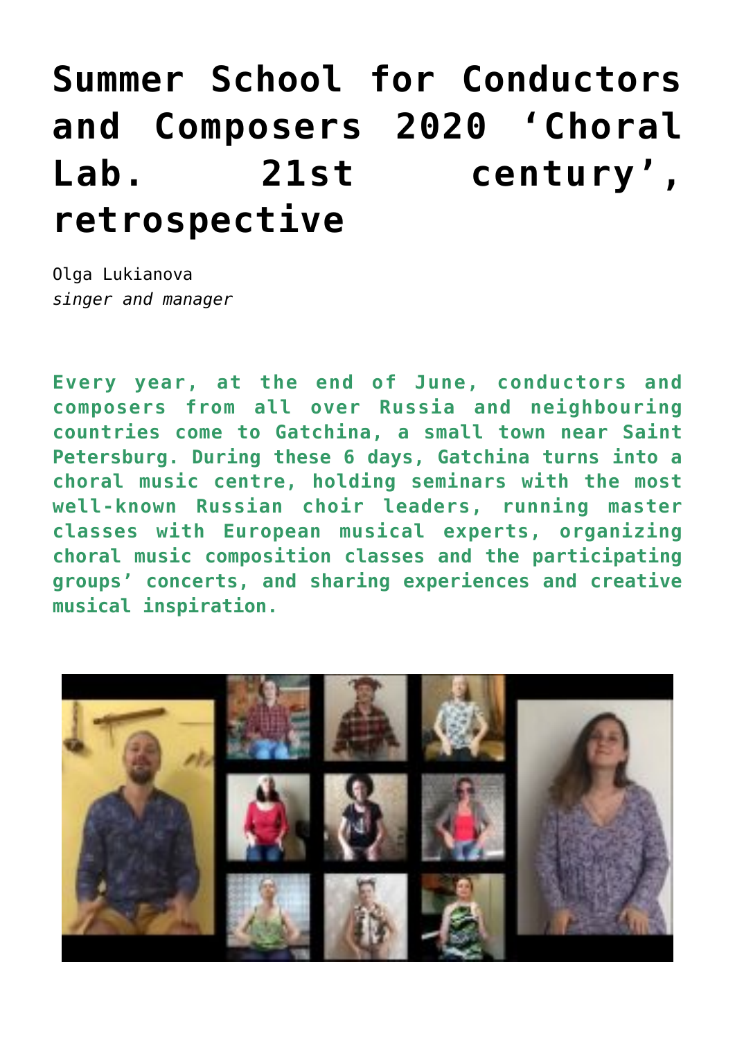# Summer School for Conductors and Composers 2020 'Choral Lab. 21st century', retrospective

Olga Lukianova
*singer and manager*

**Every year, at the end of June, conductors and composers from all over Russia and neighbouring countries come to Gatchina, a small town near Saint Petersburg. During these 6 days, Gatchina turns into a choral music centre, holding seminars with the most well-known Russian choir leaders, running master classes with European musical experts, organizing choral music composition classes and the participating groups' concerts, and sharing experiences and creative musical inspiration.**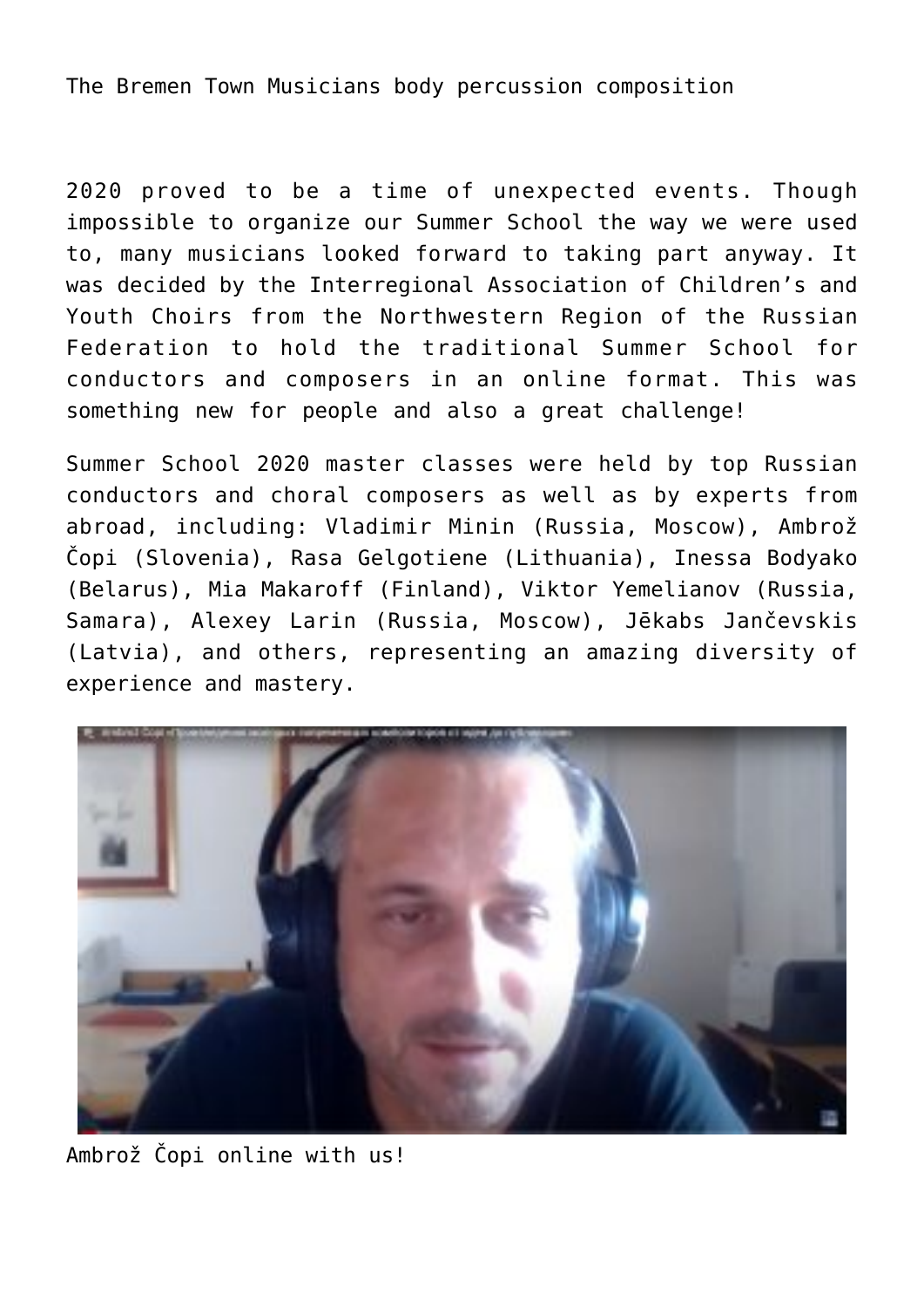The Bremen Town Musicians body percussion composition

2020 proved to be a time of unexpected events. Though impossible to organize our Summer School the way we were used to, many musicians looked forward to taking part anyway. It was decided by the Interregional Association of Children's and Youth Choirs from the Northwestern Region of the Russian Federation to hold the traditional Summer School for conductors and composers in an online format. This was something new for people and also a great challenge!

Summer School 2020 master classes were held by top Russian conductors and choral composers as well as by experts from abroad, including: Vladimir Minin (Russia, Moscow), Ambrož Čopi (Slovenia), Rasa Gelgotiene (Lithuania), Inessa Bodyako (Belarus), Mia Makaroff (Finland), Viktor Yemelianov (Russia, Samara), Alexey Larin (Russia, Moscow), Jēkabs Jančevskis (Latvia), and others, representing an amazing diversity of experience and mastery.

Ambrož Čopi online with us!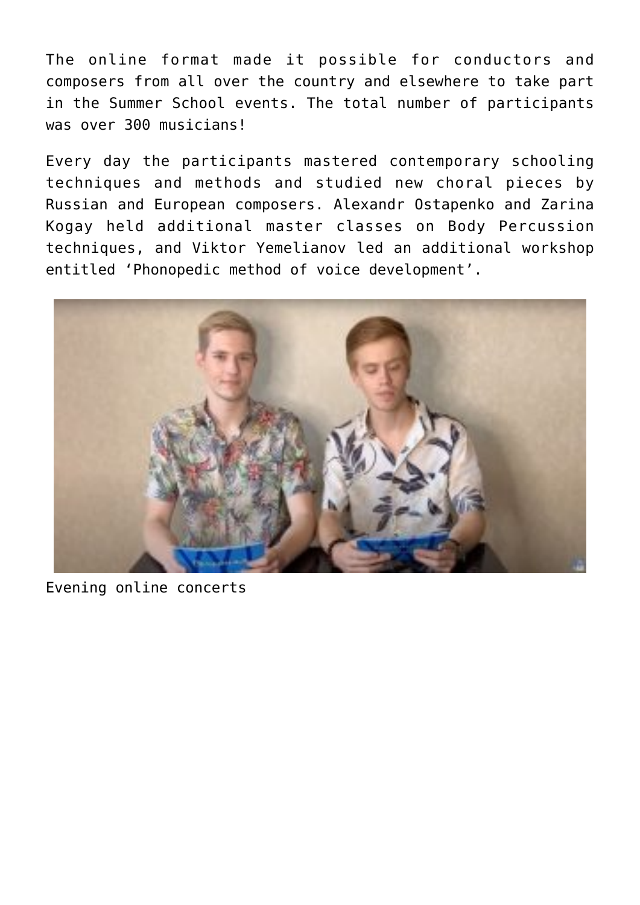The online format made it possible for conductors and composers from all over the country and elsewhere to take part in the Summer School events. The total number of participants was over 300 musicians!

Every day the participants mastered contemporary schooling techniques and methods and studied new choral pieces by Russian and European composers. Alexandr Ostapenko and Zarina Kogay held additional master classes on Body Percussion techniques, and Viktor Yemelianov led an additional workshop entitled 'Phonopedic method of voice development'.

Evening online concerts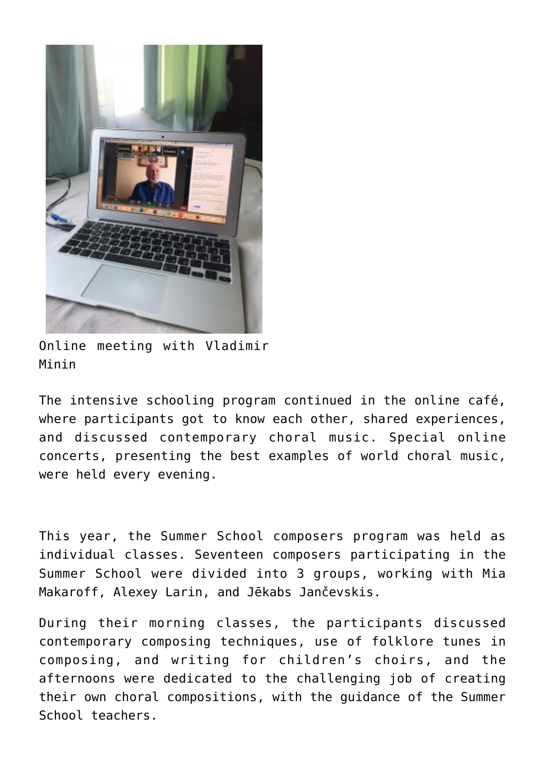Online meeting with Vladimir Minin

The intensive schooling program continued in the online café, where participants got to know each other, shared experiences, and discussed contemporary choral music. Special online concerts, presenting the best examples of world choral music, were held every evening.

This year, the Summer School composers program was held as individual classes. Seventeen composers participating in the Summer School were divided into 3 groups, working with Mia Makaroff, Alexey Larin, and Jēkabs Jančevskis.

During their morning classes, the participants discussed contemporary composing techniques, use of folklore tunes in composing, and writing for children’s choirs, and the afternoons were dedicated to the challenging job of creating their own choral compositions, with the guidance of the Summer School teachers.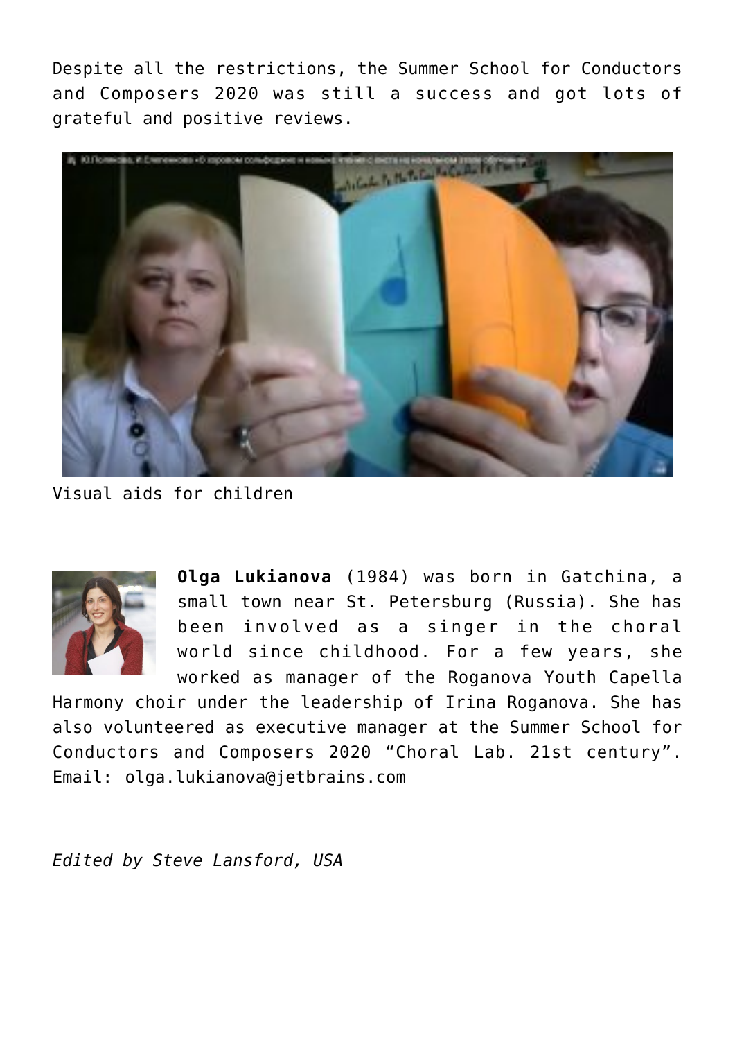Despite all the restrictions, the Summer School for Conductors and Composers 2020 was still a success and got lots of grateful and positive reviews.

Visual aids for children

**Olga Lukianova** (1984) was born in Gatchina, a small town near St. Petersburg (Russia). She has been involved as a singer in the choral world since childhood. For a few years, she worked as manager of the Roganova Youth Capella Harmony choir under the leadership of Irina Roganova. She has also volunteered as executive manager at the Summer School for Conductors and Composers 2020 "Choral Lab. 21st century". Email: olga.lukianova@jetbrains.com

*Edited by Steve Lansford, USA*